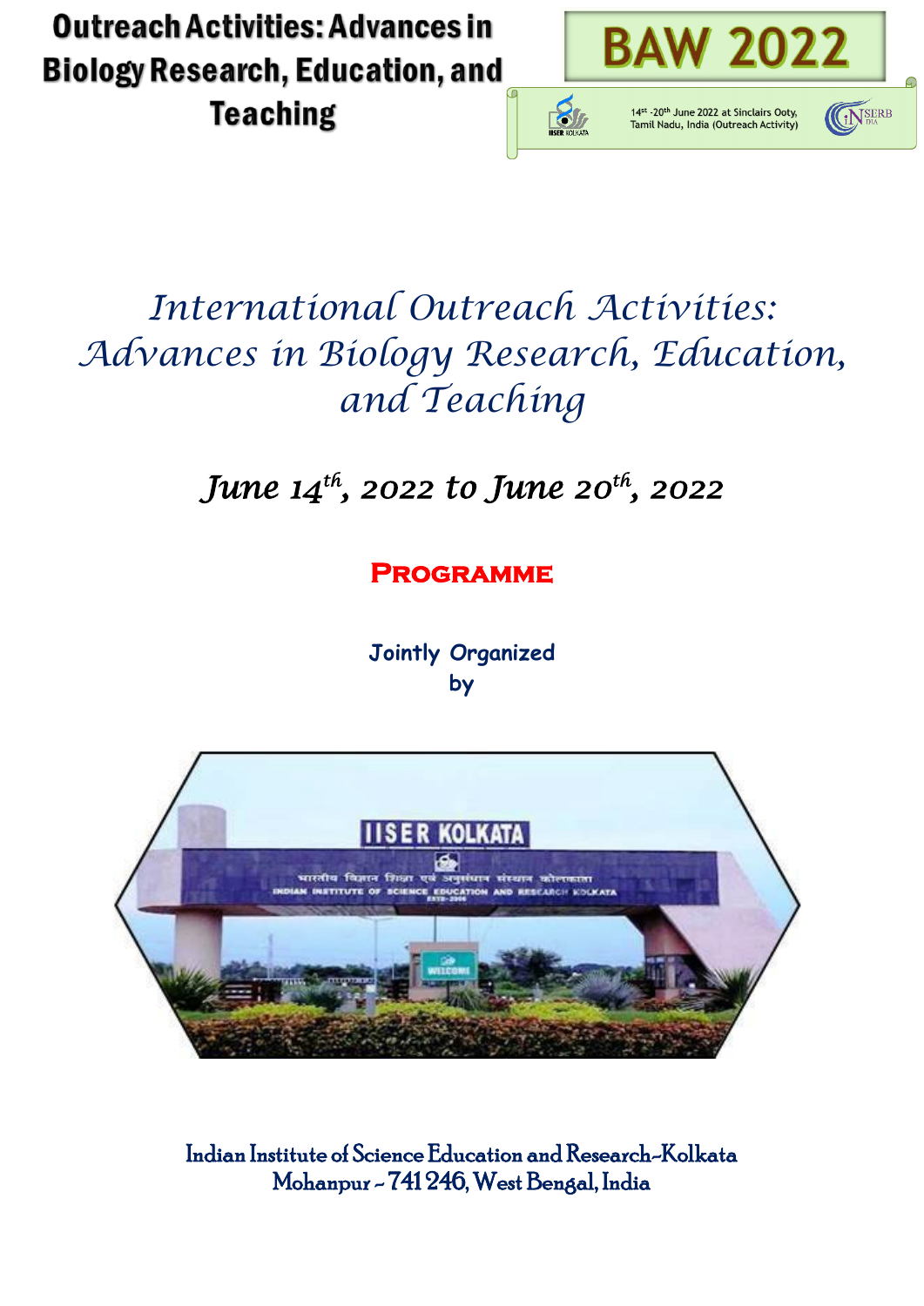**Outreach Activities: Advances in Biology Research, Education, and Teaching**

**BAW 2022**

14st -20th June 2022 at Sinclairs Ooty, Tamil Nadu, India (Outreach Activity)

# *International Outreach Activities: Advances in Biology Research, Education, and Teaching*

## *June 14th, 2022 to June 20th, 2022*

## PROGRAMME

**Jointly Organized by**

Indian Institute of Science Education and Research-Kolkata
Mohanpur - 741 246, West Bengal, India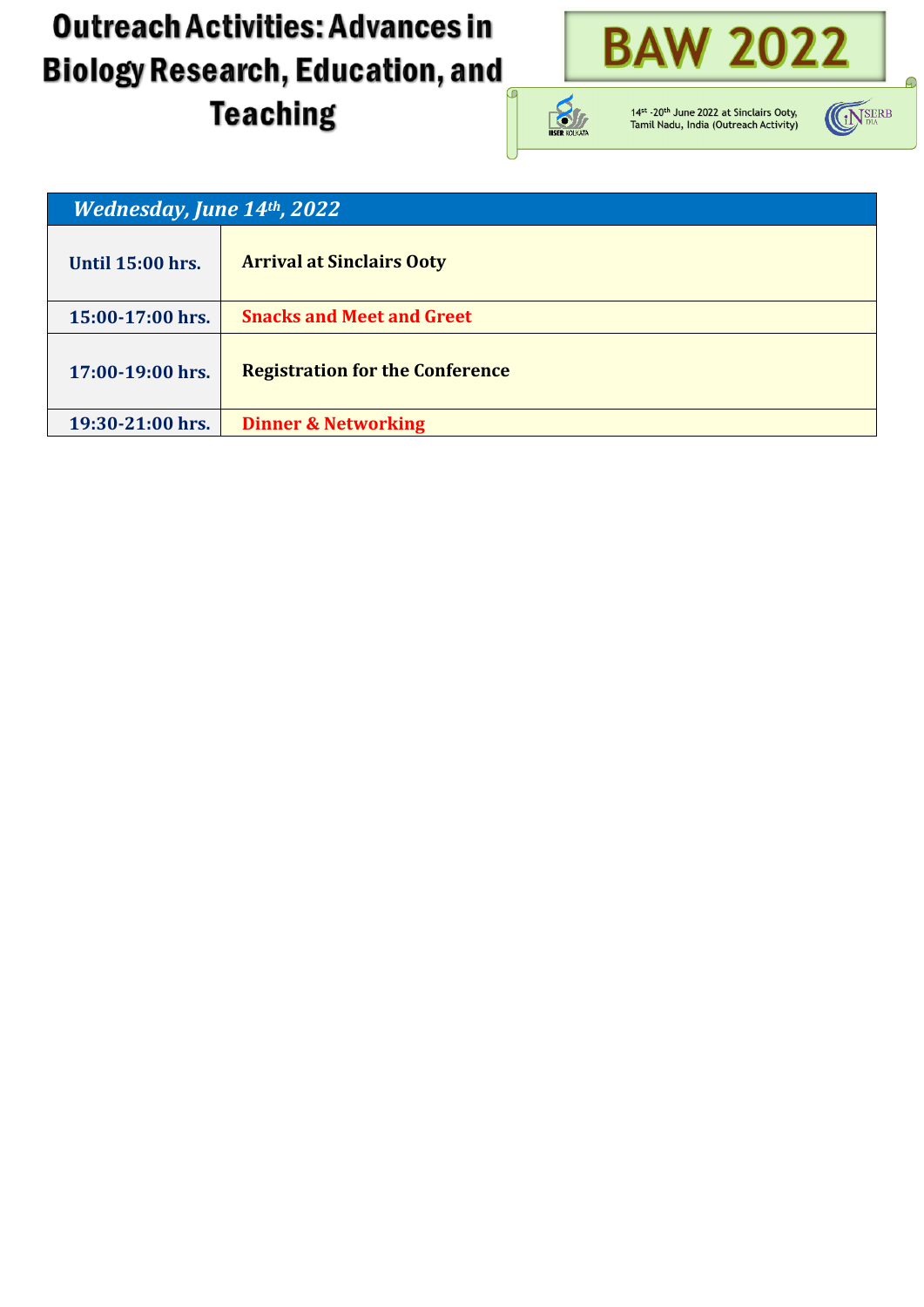# Outreach Activities: Advances in Biology Research, Education, and Teaching

**BAW 2022**

14st -20th June 2022 at Sinclairs Ooty, Tamil Nadu, India (Outreach Activity)

| *Wednesday, June 14th, 2022* | |
|---|---|
| **Until 15:00 hrs.** | **Arrival at Sinclairs Ooty** |
| **15:00-17:00 hrs.** | **Snacks and Meet and Greet** |
| **17:00-19:00 hrs.** | **Registration for the Conference** |
| **19:30-21:00 hrs.** | **Dinner & Networking** |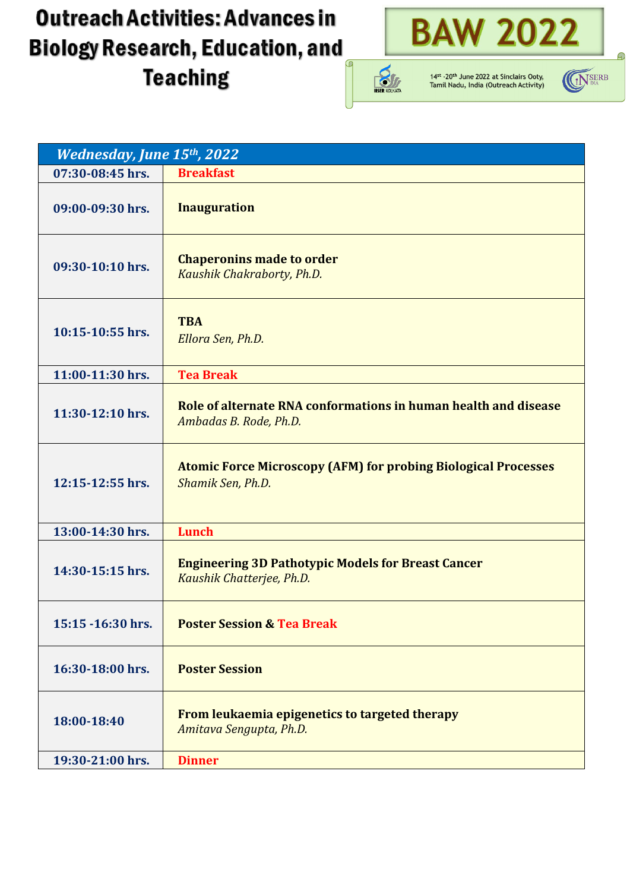# Outreach Activities: Advances in Biology Research, Education, and Teaching

**BAW 2022**

14[st] -20[th] June 2022 at Sinclairs Ooty, Tamil Nadu, India (Outreach Activity)

| *Wednesday, June 15[th], 2022* | |
|---|---|
| **07:30-08:45 hrs.** | **Breakfast** |
| **09:00-09:30 hrs.** | **Inauguration** |
| **09:30-10:10 hrs.** | **Chaperonins made to order**<br>*Kaushik Chakraborty, Ph.D.* |
| **10:15-10:55 hrs.** | **TBA**<br>*Ellora Sen, Ph.D.* |
| **11:00-11:30 hrs.** | **Tea Break** |
| **11:30-12:10 hrs.** | **Role of alternate RNA conformations in human health and disease**<br>*Ambadas B. Rode, Ph.D.* |
| **12:15-12:55 hrs.** | **Atomic Force Microscopy (AFM) for probing Biological Processes**<br>*Shamik Sen, Ph.D.* |
| **13:00-14:30 hrs.** | **Lunch** |
| **14:30-15:15 hrs.** | **Engineering 3D Pathotypic Models for Breast Cancer**<br>*Kaushik Chatterjee, Ph.D.* |
| **15:15 -16:30 hrs.** | **Poster Session & Tea Break** |
| **16:30-18:00 hrs.** | **Poster Session** |
| **18:00-18:40** | **From leukaemia epigenetics to targeted therapy**<br>*Amitava Sengupta, Ph.D.* |
| **19:30-21:00 hrs.** | **Dinner** |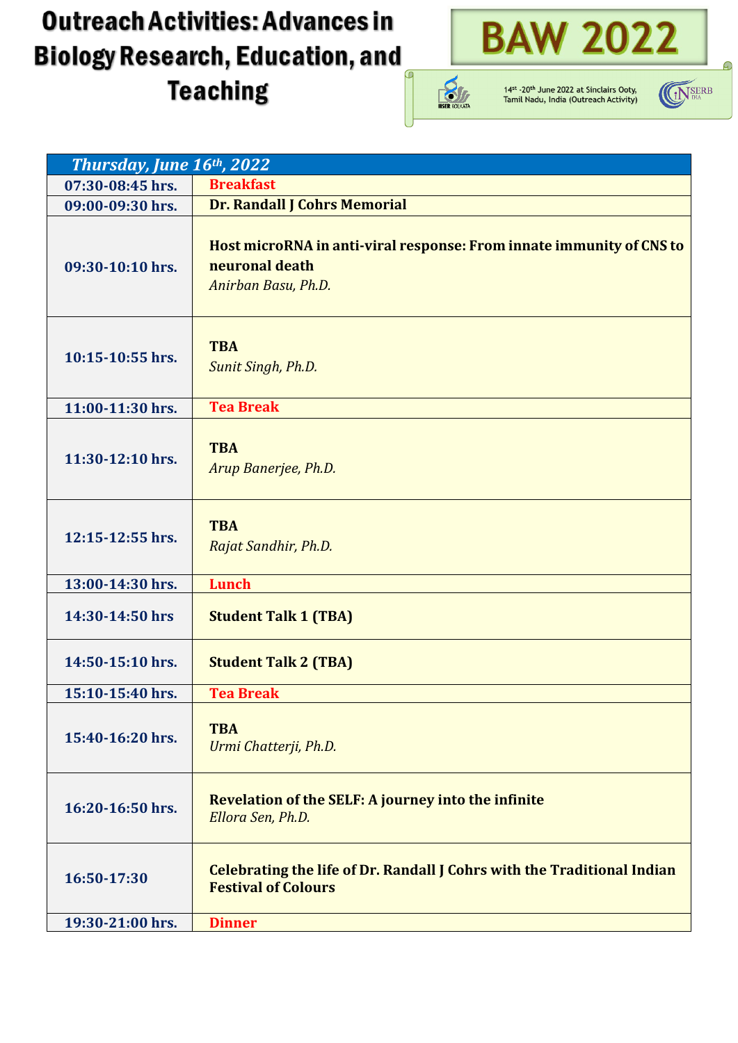# Outreach Activities: Advances in Biology Research, Education, and Teaching

BAW 2022

14[st] -20[th] June 2022 at Sinclairs Ooty, Tamil Nadu, India (Outreach Activity)

| Thursday, June 16th, 2022 | |
|---|---|
| 07:30-08:45 hrs. | Breakfast |
| 09:00-09:30 hrs. | **Dr. Randall J Cohrs Memorial** |
| 09:30-10:10 hrs. | **Host microRNA in anti-viral response: From innate immunity of CNS to neuronal death** *Anirban Basu, Ph.D.* |
| 10:15-10:55 hrs. | **TBA** *Sunit Singh, Ph.D.* |
| 11:00-11:30 hrs. | Tea Break |
| 11:30-12:10 hrs. | **TBA** *Arup Banerjee, Ph.D.* |
| 12:15-12:55 hrs. | **TBA** *Rajat Sandhir, Ph.D.* |
| 13:00-14:30 hrs. | Lunch |
| 14:30-14:50 hrs | **Student Talk 1 (TBA)** |
| 14:50-15:10 hrs. | **Student Talk 2 (TBA)** |
| 15:10-15:40 hrs. | Tea Break |
| 15:40-16:20 hrs. | **TBA** *Urmi Chatterji, Ph.D.* |
| 16:20-16:50 hrs. | **Revelation of the SELF: A journey into the infinite** *Ellora Sen, Ph.D.* |
| 16:50-17:30 | **Celebrating the life of Dr. Randall J Cohrs with the Traditional Indian Festival of Colours** |
| 19:30-21:00 hrs. | Dinner |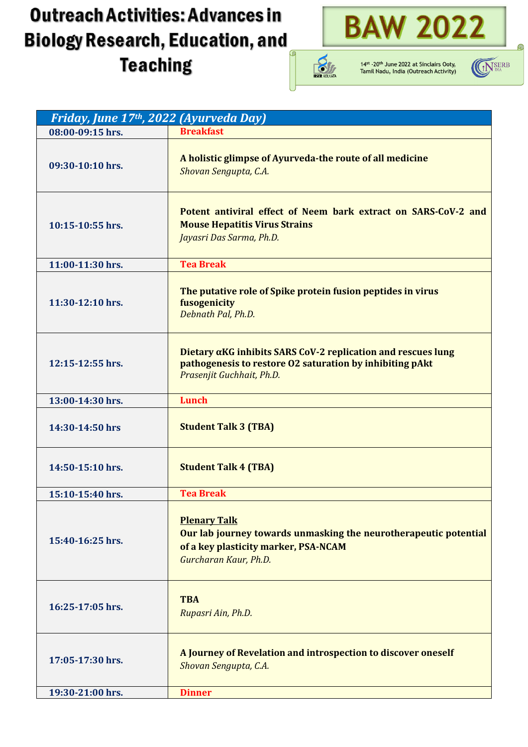# Outreach Activities: Advances in Biology Research, Education, and Teaching

**BAW 2022**

14[st] -20[th] June 2022 at Sinclairs Ooty, Tamil Nadu, India (Outreach Activity)

| Friday, June 17th, 2022 (Ayurveda Day) | |
|---|---|
| **08:00-09:15 hrs.** | **Breakfast** |
| **09:30-10:10 hrs.** | **A holistic glimpse of Ayurveda-the route of all medicine** *Shovan Sengupta, C.A.* |
| **10:15-10:55 hrs.** | **Potent antiviral effect of Neem bark extract on SARS-CoV-2 and Mouse Hepatitis Virus Strains** *Jayasri Das Sarma, Ph.D.* |
| **11:00-11:30 hrs.** | **Tea Break** |
| **11:30-12:10 hrs.** | **The putative role of Spike protein fusion peptides in virus fusogenicity** *Debnath Pal, Ph.D.* |
| **12:15-12:55 hrs.** | **Dietary αKG inhibits SARS CoV-2 replication and rescues lung pathogenesis to restore O2 saturation by inhibiting pAkt** *Prasenjit Guchhait, Ph.D.* |
| **13:00-14:30 hrs.** | **Lunch** |
| **14:30-14:50 hrs** | **Student Talk 3 (TBA)** |
| **14:50-15:10 hrs.** | **Student Talk 4 (TBA)** |
| **15:10-15:40 hrs.** | **Tea Break** |
| **15:40-16:25 hrs.** | **Plenary Talk** **Our lab journey towards unmasking the neurotherapeutic potential of a key plasticity marker, PSA-NCAM** *Gurcharan Kaur, Ph.D.* |
| **16:25-17:05 hrs.** | **TBA** *Rupasri Ain, Ph.D.* |
| **17:05-17:30 hrs.** | **A Journey of Revelation and introspection to discover oneself** *Shovan Sengupta, C.A.* |
| **19:30-21:00 hrs.** | **Dinner** |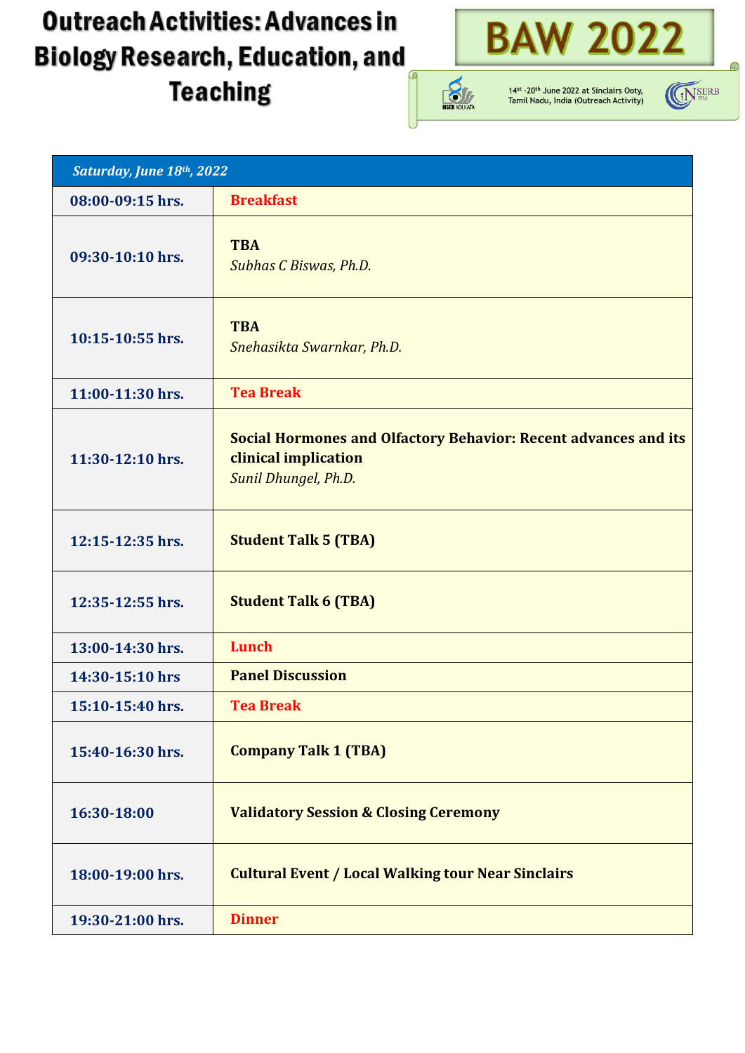# Outreach Activities: Advances in Biology Research, Education, and Teaching

**BAW 2022**

14[st] -20[th] June 2022 at Sinclairs Ooty, Tamil Nadu, India (Outreach Activity)

| *Saturday, June 18th, 2022* | |
|---|---|
| **08:00-09:15 hrs.** | **Breakfast** |
| **09:30-10:10 hrs.** | **TBA** *Subhas C Biswas, Ph.D.* |
| **10:15-10:55 hrs.** | **TBA** *Snehasikta Swarnkar, Ph.D.* |
| **11:00-11:30 hrs.** | **Tea Break** |
| **11:30-12:10 hrs.** | **Social Hormones and Olfactory Behavior: Recent advances and its clinical implication** *Sunil Dhungel, Ph.D.* |
| **12:15-12:35 hrs.** | **Student Talk 5 (TBA)** |
| **12:35-12:55 hrs.** | **Student Talk 6 (TBA)** |
| **13:00-14:30 hrs.** | **Lunch** |
| **14:30-15:10 hrs** | **Panel Discussion** |
| **15:10-15:40 hrs.** | **Tea Break** |
| **15:40-16:30 hrs.** | **Company Talk 1 (TBA)** |
| **16:30-18:00** | **Validatory Session & Closing Ceremony** |
| **18:00-19:00 hrs.** | **Cultural Event / Local Walking tour Near Sinclairs** |
| **19:30-21:00 hrs.** | **Dinner** |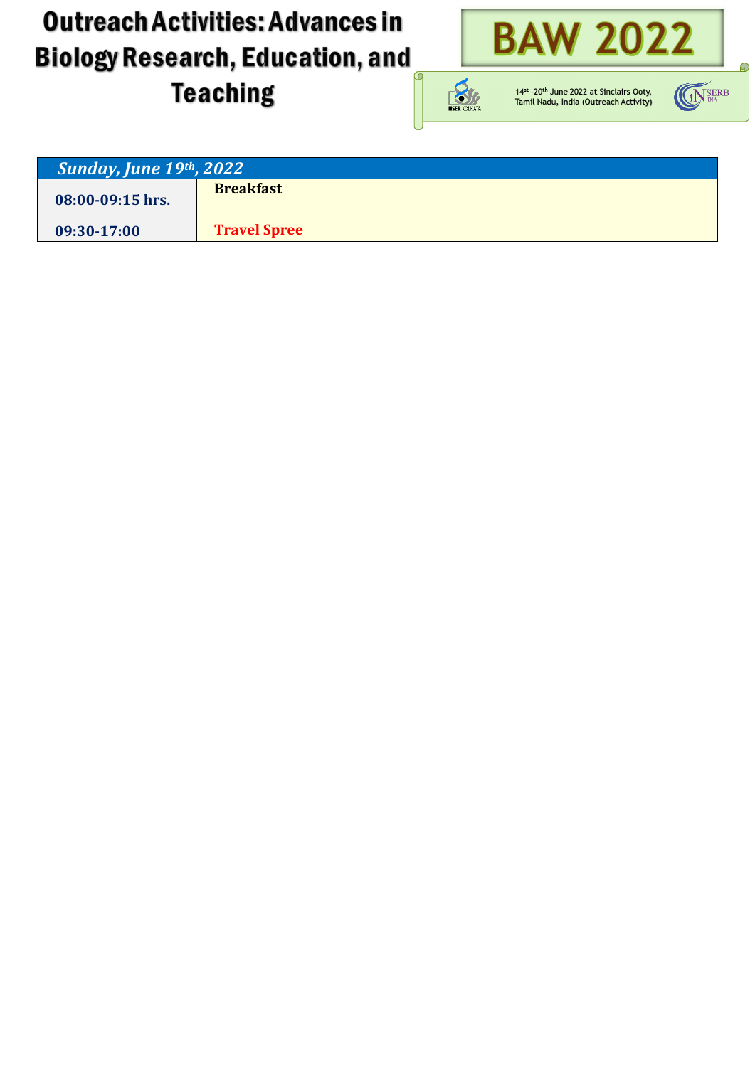# Outreach Activities: Advances in Biology Research, Education, and Teaching

**BAW 2022**

14st -20th June 2022 at Sinclairs Ooty, Tamil Nadu, India (Outreach Activity)

| *Sunday, June 19th, 2022* | |
|---|---|
| **08:00-09:15 hrs.** | **Breakfast** |
| **09:30-17:00** | **Travel Spree** |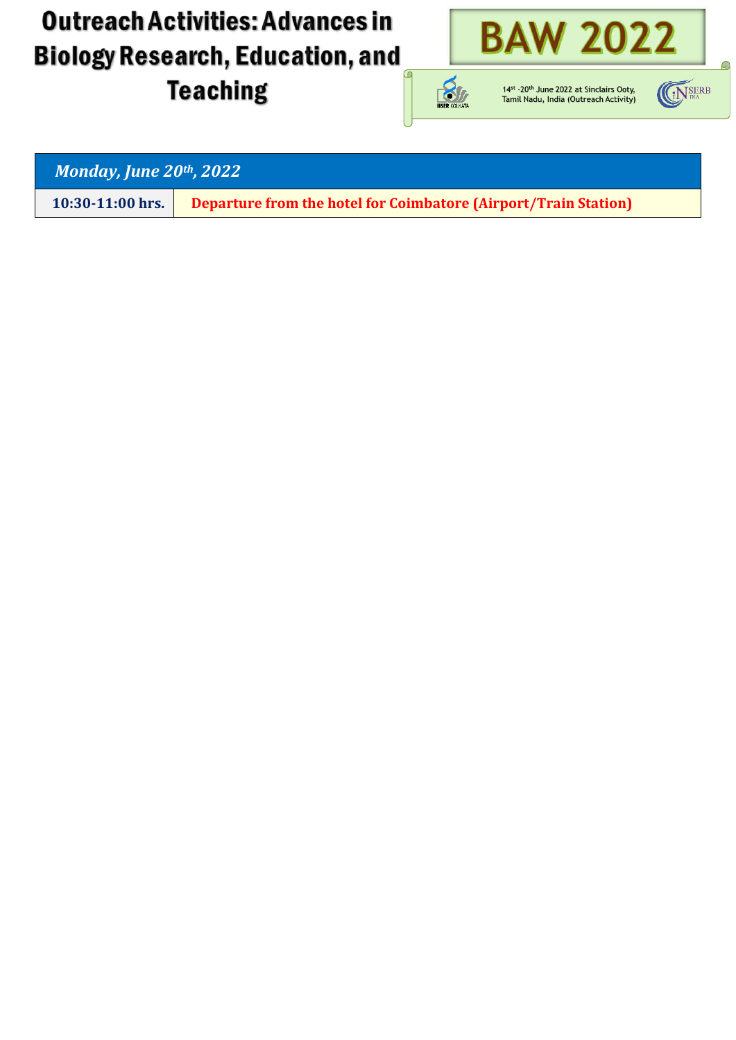| Monday, June 20th, 2022 | |
|---|---|
| **10:30-11:00 hrs.** | **Departure from the hotel for Coimbatore (Airport/Train Station)** |